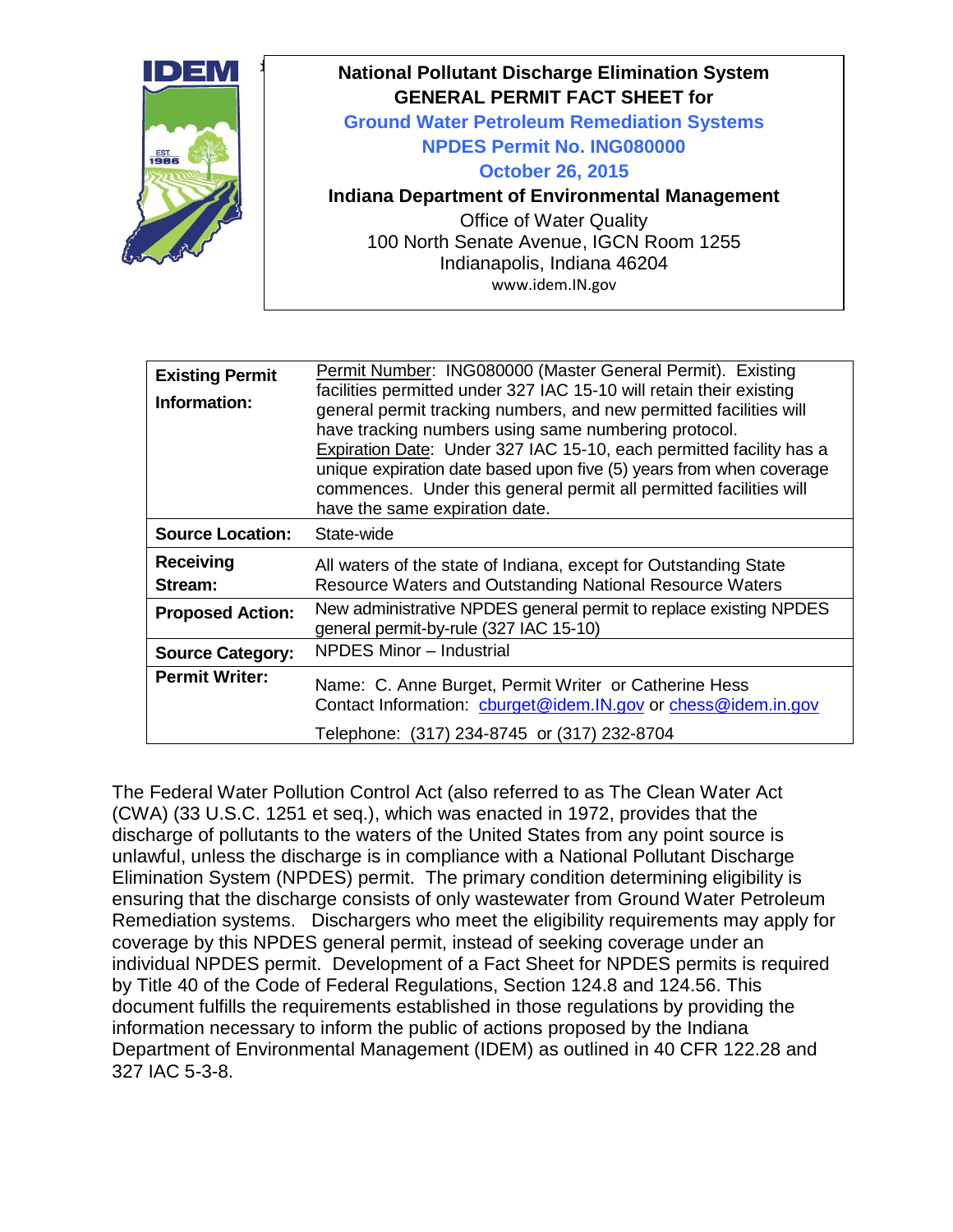# National Pollutant Discharge Elimination System GENERAL PERMIT FACT SHEET for

## Ground Water Petroleum Remediation Systems

## NPDES Permit No. ING080000

## October 26, 2015

**Indiana Department of Environmental Management**

Office of Water Quality
100 North Senate Avenue, IGCN Room 1255
Indianapolis, Indiana 46204
www.idem.IN.gov

| | |
|---|---|
| **Existing Permit Information:** | Permit Number: ING080000 (Master General Permit). Existing facilities permitted under 327 IAC 15-10 will retain their existing general permit tracking numbers, and new permitted facilities will have tracking numbers using same numbering protocol. Expiration Date: Under 327 IAC 15-10, each permitted facility has a unique expiration date based upon five (5) years from when coverage commences. Under this general permit all permitted facilities will have the same expiration date. |
| **Source Location:** | State-wide |
| **Receiving Stream:** | All waters of the state of Indiana, except for Outstanding State Resource Waters and Outstanding National Resource Waters |
| **Proposed Action:** | New administrative NPDES general permit to replace existing NPDES general permit-by-rule (327 IAC 15-10) |
| **Source Category:** | NPDES Minor – Industrial |
| **Permit Writer:** | Name: C. Anne Burget, Permit Writer or Catherine Hess<br>Contact Information: cburget@idem.IN.gov or chess@idem.in.gov<br>Telephone: (317) 234-8745 or (317) 232-8704 |

The Federal Water Pollution Control Act (also referred to as The Clean Water Act (CWA) (33 U.S.C. 1251 et seq.), which was enacted in 1972, provides that the discharge of pollutants to the waters of the United States from any point source is unlawful, unless the discharge is in compliance with a National Pollutant Discharge Elimination System (NPDES) permit. The primary condition determining eligibility is ensuring that the discharge consists of only wastewater from Ground Water Petroleum Remediation systems. Dischargers who meet the eligibility requirements may apply for coverage by this NPDES general permit, instead of seeking coverage under an individual NPDES permit. Development of a Fact Sheet for NPDES permits is required by Title 40 of the Code of Federal Regulations, Section 124.8 and 124.56. This document fulfills the requirements established in those regulations by providing the information necessary to inform the public of actions proposed by the Indiana Department of Environmental Management (IDEM) as outlined in 40 CFR 122.28 and 327 IAC 5-3-8.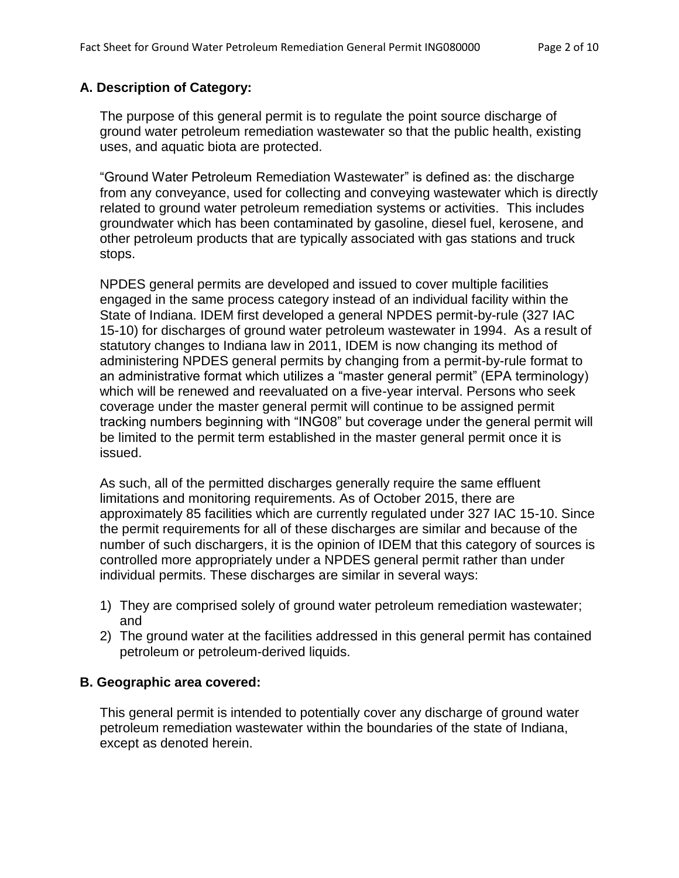## A. Description of Category:

The purpose of this general permit is to regulate the point source discharge of ground water petroleum remediation wastewater so that the public health, existing uses, and aquatic biota are protected.

"Ground Water Petroleum Remediation Wastewater" is defined as: the discharge from any conveyance, used for collecting and conveying wastewater which is directly related to ground water petroleum remediation systems or activities. This includes groundwater which has been contaminated by gasoline, diesel fuel, kerosene, and other petroleum products that are typically associated with gas stations and truck stops.

NPDES general permits are developed and issued to cover multiple facilities engaged in the same process category instead of an individual facility within the State of Indiana. IDEM first developed a general NPDES permit-by-rule (327 IAC 15-10) for discharges of ground water petroleum wastewater in 1994. As a result of statutory changes to Indiana law in 2011, IDEM is now changing its method of administering NPDES general permits by changing from a permit-by-rule format to an administrative format which utilizes a "master general permit" (EPA terminology) which will be renewed and reevaluated on a five-year interval. Persons who seek coverage under the master general permit will continue to be assigned permit tracking numbers beginning with "ING08" but coverage under the general permit will be limited to the permit term established in the master general permit once it is issued.

As such, all of the permitted discharges generally require the same effluent limitations and monitoring requirements. As of October 2015, there are approximately 85 facilities which are currently regulated under 327 IAC 15-10. Since the permit requirements for all of these discharges are similar and because of the number of such dischargers, it is the opinion of IDEM that this category of sources is controlled more appropriately under a NPDES general permit rather than under individual permits. These discharges are similar in several ways:

1) They are comprised solely of ground water petroleum remediation wastewater; and
2) The ground water at the facilities addressed in this general permit has contained petroleum or petroleum-derived liquids.

## B. Geographic area covered:

This general permit is intended to potentially cover any discharge of ground water petroleum remediation wastewater within the boundaries of the state of Indiana, except as denoted herein.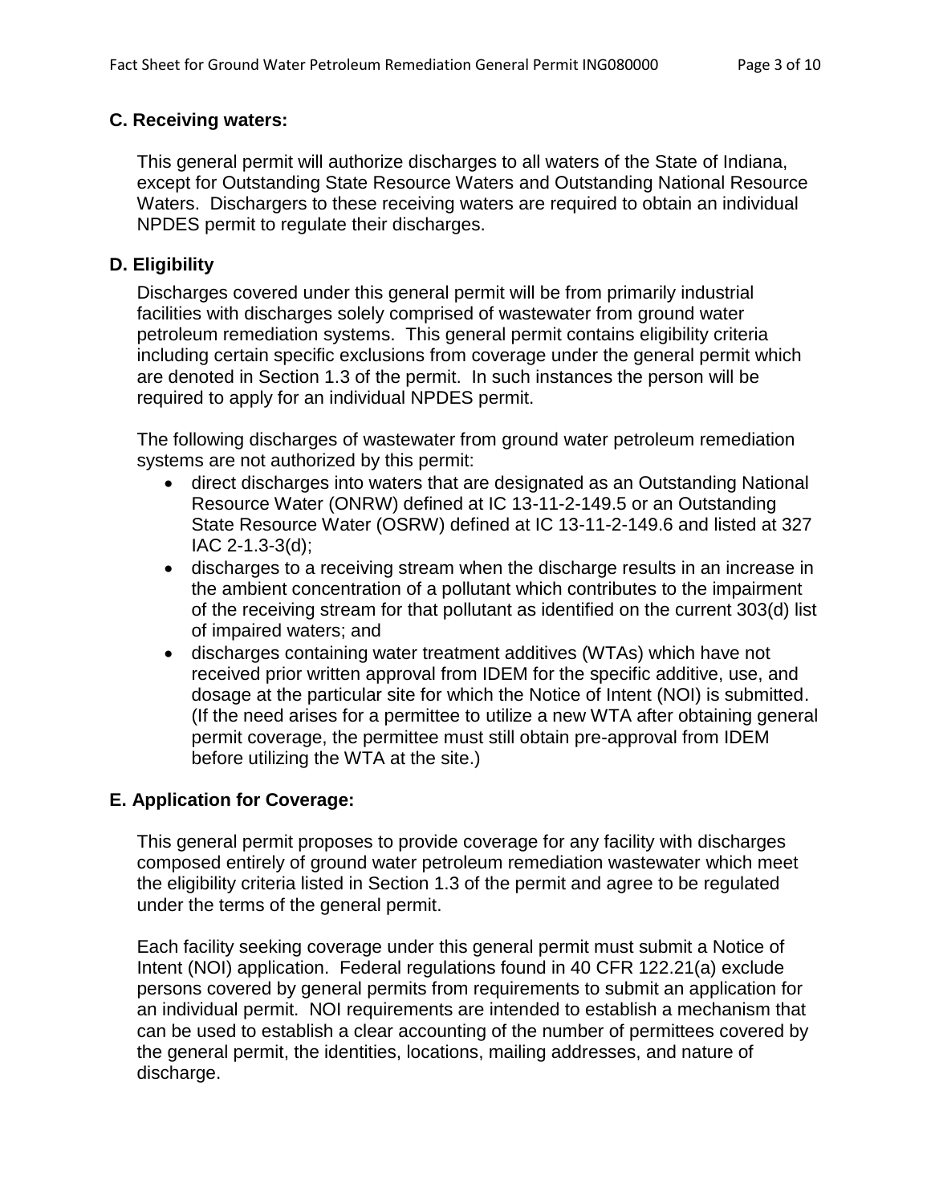## C. Receiving waters:

This general permit will authorize discharges to all waters of the State of Indiana, except for Outstanding State Resource Waters and Outstanding National Resource Waters. Dischargers to these receiving waters are required to obtain an individual NPDES permit to regulate their discharges.

## D. Eligibility

Discharges covered under this general permit will be from primarily industrial facilities with discharges solely comprised of wastewater from ground water petroleum remediation systems. This general permit contains eligibility criteria including certain specific exclusions from coverage under the general permit which are denoted in Section 1.3 of the permit. In such instances the person will be required to apply for an individual NPDES permit.

The following discharges of wastewater from ground water petroleum remediation systems are not authorized by this permit:

- direct discharges into waters that are designated as an Outstanding National Resource Water (ONRW) defined at IC 13-11-2-149.5 or an Outstanding State Resource Water (OSRW) defined at IC 13-11-2-149.6 and listed at 327 IAC 2-1.3-3(d);
- discharges to a receiving stream when the discharge results in an increase in the ambient concentration of a pollutant which contributes to the impairment of the receiving stream for that pollutant as identified on the current 303(d) list of impaired waters; and
- discharges containing water treatment additives (WTAs) which have not received prior written approval from IDEM for the specific additive, use, and dosage at the particular site for which the Notice of Intent (NOI) is submitted. (If the need arises for a permittee to utilize a new WTA after obtaining general permit coverage, the permittee must still obtain pre-approval from IDEM before utilizing the WTA at the site.)

## E. Application for Coverage:

This general permit proposes to provide coverage for any facility with discharges composed entirely of ground water petroleum remediation wastewater which meet the eligibility criteria listed in Section 1.3 of the permit and agree to be regulated under the terms of the general permit.

Each facility seeking coverage under this general permit must submit a Notice of Intent (NOI) application. Federal regulations found in 40 CFR 122.21(a) exclude persons covered by general permits from requirements to submit an application for an individual permit. NOI requirements are intended to establish a mechanism that can be used to establish a clear accounting of the number of permittees covered by the general permit, the identities, locations, mailing addresses, and nature of discharge.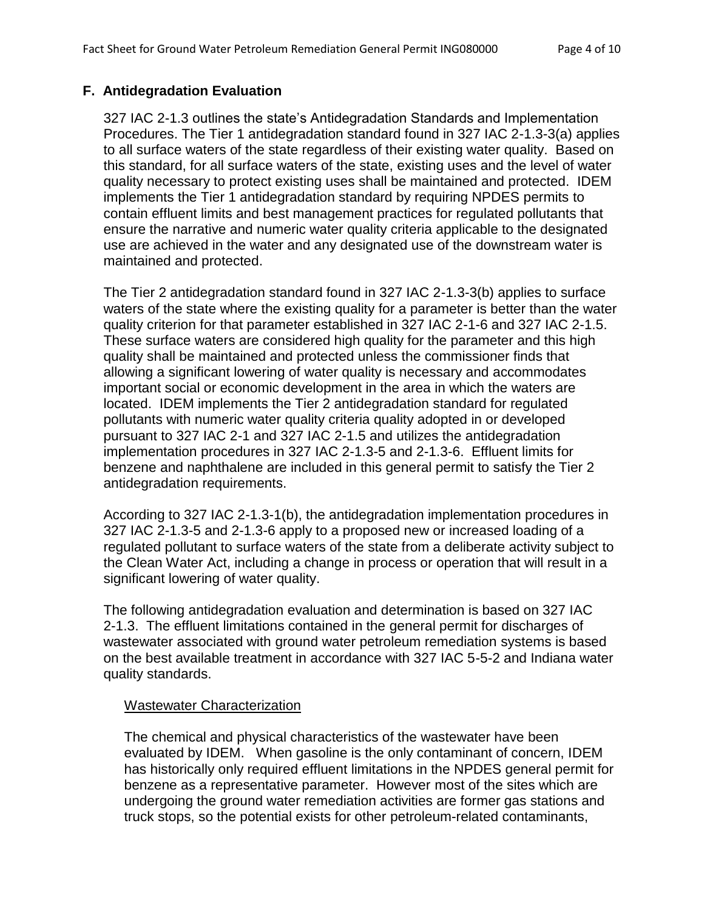## F. Antidegradation Evaluation

327 IAC 2-1.3 outlines the state's Antidegradation Standards and Implementation Procedures. The Tier 1 antidegradation standard found in 327 IAC 2-1.3-3(a) applies to all surface waters of the state regardless of their existing water quality. Based on this standard, for all surface waters of the state, existing uses and the level of water quality necessary to protect existing uses shall be maintained and protected. IDEM implements the Tier 1 antidegradation standard by requiring NPDES permits to contain effluent limits and best management practices for regulated pollutants that ensure the narrative and numeric water quality criteria applicable to the designated use are achieved in the water and any designated use of the downstream water is maintained and protected.

The Tier 2 antidegradation standard found in 327 IAC 2-1.3-3(b) applies to surface waters of the state where the existing quality for a parameter is better than the water quality criterion for that parameter established in 327 IAC 2-1-6 and 327 IAC 2-1.5. These surface waters are considered high quality for the parameter and this high quality shall be maintained and protected unless the commissioner finds that allowing a significant lowering of water quality is necessary and accommodates important social or economic development in the area in which the waters are located. IDEM implements the Tier 2 antidegradation standard for regulated pollutants with numeric water quality criteria quality adopted in or developed pursuant to 327 IAC 2-1 and 327 IAC 2-1.5 and utilizes the antidegradation implementation procedures in 327 IAC 2-1.3-5 and 2-1.3-6. Effluent limits for benzene and naphthalene are included in this general permit to satisfy the Tier 2 antidegradation requirements.

According to 327 IAC 2-1.3-1(b), the antidegradation implementation procedures in 327 IAC 2-1.3-5 and 2-1.3-6 apply to a proposed new or increased loading of a regulated pollutant to surface waters of the state from a deliberate activity subject to the Clean Water Act, including a change in process or operation that will result in a significant lowering of water quality.

The following antidegradation evaluation and determination is based on 327 IAC 2-1.3. The effluent limitations contained in the general permit for discharges of wastewater associated with ground water petroleum remediation systems is based on the best available treatment in accordance with 327 IAC 5-5-2 and Indiana water quality standards.

Wastewater Characterization

The chemical and physical characteristics of the wastewater have been evaluated by IDEM. When gasoline is the only contaminant of concern, IDEM has historically only required effluent limitations in the NPDES general permit for benzene as a representative parameter. However most of the sites which are undergoing the ground water remediation activities are former gas stations and truck stops, so the potential exists for other petroleum-related contaminants,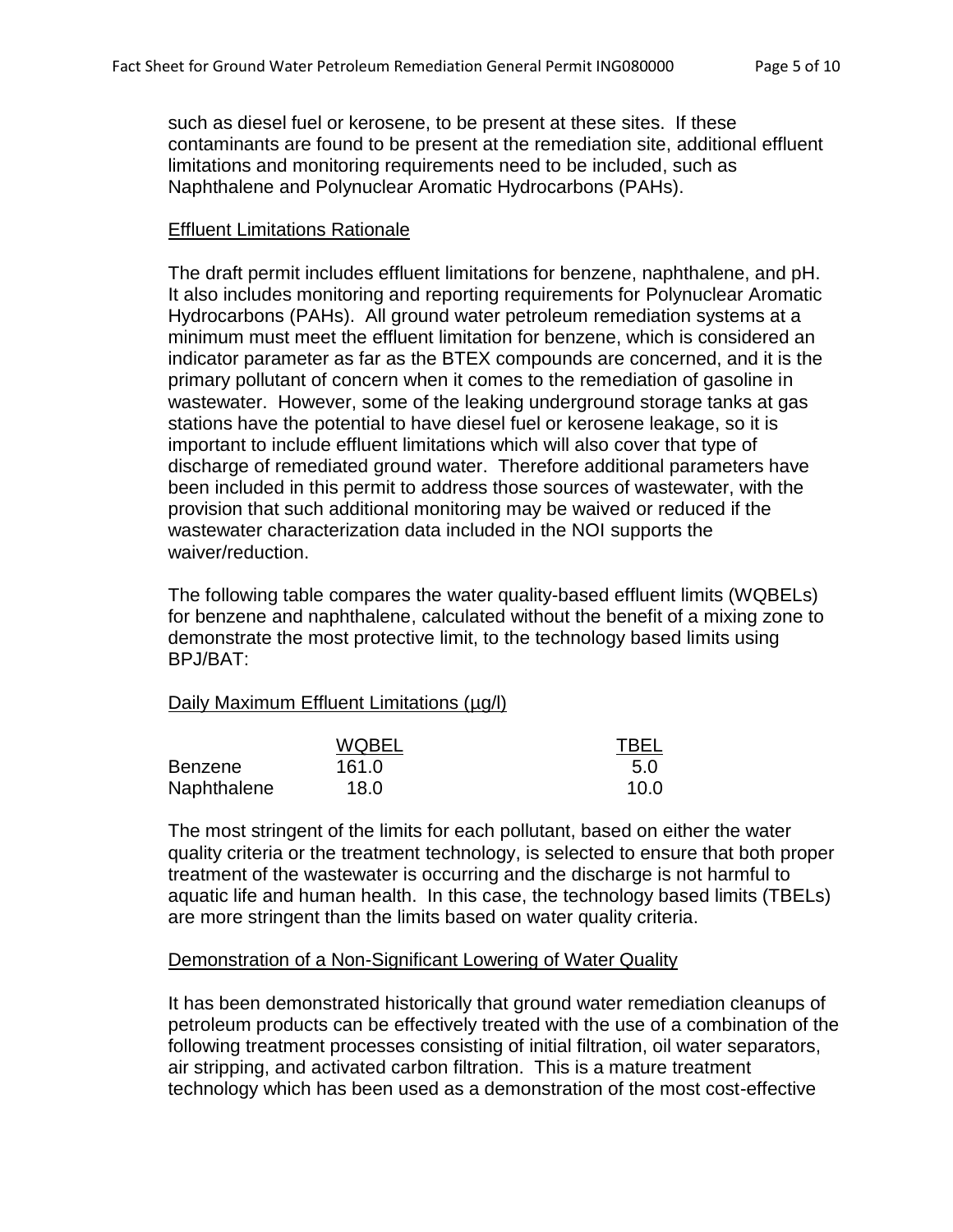such as diesel fuel or kerosene, to be present at these sites. If these contaminants are found to be present at the remediation site, additional effluent limitations and monitoring requirements need to be included, such as Naphthalene and Polynuclear Aromatic Hydrocarbons (PAHs).

## Effluent Limitations Rationale

The draft permit includes effluent limitations for benzene, naphthalene, and pH. It also includes monitoring and reporting requirements for Polynuclear Aromatic Hydrocarbons (PAHs). All ground water petroleum remediation systems at a minimum must meet the effluent limitation for benzene, which is considered an indicator parameter as far as the BTEX compounds are concerned, and it is the primary pollutant of concern when it comes to the remediation of gasoline in wastewater. However, some of the leaking underground storage tanks at gas stations have the potential to have diesel fuel or kerosene leakage, so it is important to include effluent limitations which will also cover that type of discharge of remediated ground water. Therefore additional parameters have been included in this permit to address those sources of wastewater, with the provision that such additional monitoring may be waived or reduced if the wastewater characterization data included in the NOI supports the waiver/reduction.

The following table compares the water quality-based effluent limits (WQBELs) for benzene and naphthalene, calculated without the benefit of a mixing zone to demonstrate the most protective limit, to the technology based limits using BPJ/BAT:

Daily Maximum Effluent Limitations (µg/l)

| | WQBEL | TBEL |
|---|---|---|
| Benzene | 161.0 | 5.0 |
| Naphthalene | 18.0 | 10.0 |

The most stringent of the limits for each pollutant, based on either the water quality criteria or the treatment technology, is selected to ensure that both proper treatment of the wastewater is occurring and the discharge is not harmful to aquatic life and human health. In this case, the technology based limits (TBELs) are more stringent than the limits based on water quality criteria.

## Demonstration of a Non-Significant Lowering of Water Quality

It has been demonstrated historically that ground water remediation cleanups of petroleum products can be effectively treated with the use of a combination of the following treatment processes consisting of initial filtration, oil water separators, air stripping, and activated carbon filtration. This is a mature treatment technology which has been used as a demonstration of the most cost-effective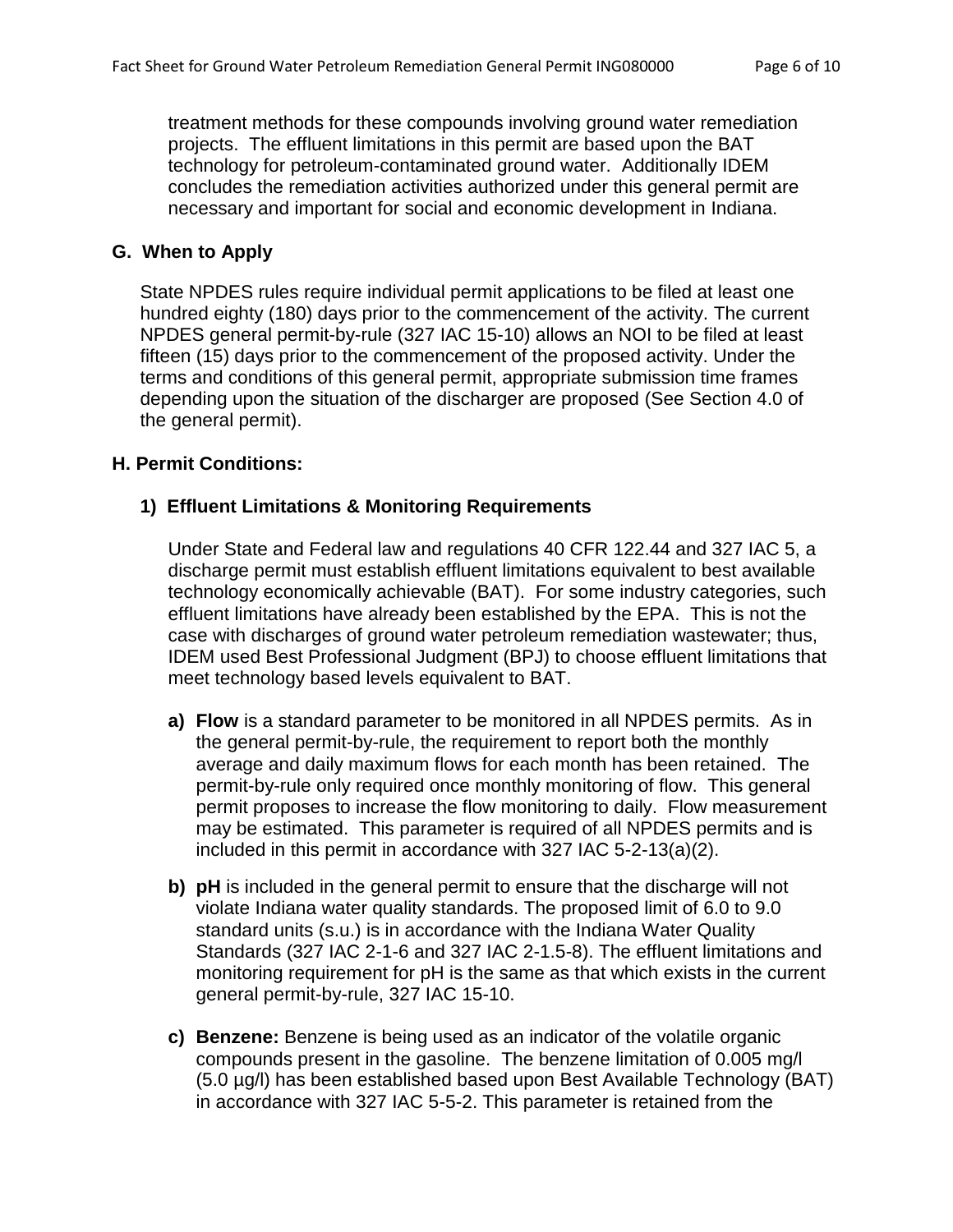treatment methods for these compounds involving ground water remediation projects. The effluent limitations in this permit are based upon the BAT technology for petroleum-contaminated ground water. Additionally IDEM concludes the remediation activities authorized under this general permit are necessary and important for social and economic development in Indiana.

## G. When to Apply

State NPDES rules require individual permit applications to be filed at least one hundred eighty (180) days prior to the commencement of the activity. The current NPDES general permit-by-rule (327 IAC 15-10) allows an NOI to be filed at least fifteen (15) days prior to the commencement of the proposed activity. Under the terms and conditions of this general permit, appropriate submission time frames depending upon the situation of the discharger are proposed (See Section 4.0 of the general permit).

## H. Permit Conditions:

### 1) Effluent Limitations & Monitoring Requirements

Under State and Federal law and regulations 40 CFR 122.44 and 327 IAC 5, a discharge permit must establish effluent limitations equivalent to best available technology economically achievable (BAT). For some industry categories, such effluent limitations have already been established by the EPA. This is not the case with discharges of ground water petroleum remediation wastewater; thus, IDEM used Best Professional Judgment (BPJ) to choose effluent limitations that meet technology based levels equivalent to BAT.

a) **Flow** is a standard parameter to be monitored in all NPDES permits. As in the general permit-by-rule, the requirement to report both the monthly average and daily maximum flows for each month has been retained. The permit-by-rule only required once monthly monitoring of flow. This general permit proposes to increase the flow monitoring to daily. Flow measurement may be estimated. This parameter is required of all NPDES permits and is included in this permit in accordance with 327 IAC 5-2-13(a)(2).

b) **pH** is included in the general permit to ensure that the discharge will not violate Indiana water quality standards. The proposed limit of 6.0 to 9.0 standard units (s.u.) is in accordance with the Indiana Water Quality Standards (327 IAC 2-1-6 and 327 IAC 2-1.5-8). The effluent limitations and monitoring requirement for pH is the same as that which exists in the current general permit-by-rule, 327 IAC 15-10.

c) **Benzene:** Benzene is being used as an indicator of the volatile organic compounds present in the gasoline. The benzene limitation of 0.005 mg/l (5.0 µg/l) has been established based upon Best Available Technology (BAT) in accordance with 327 IAC 5-5-2. This parameter is retained from the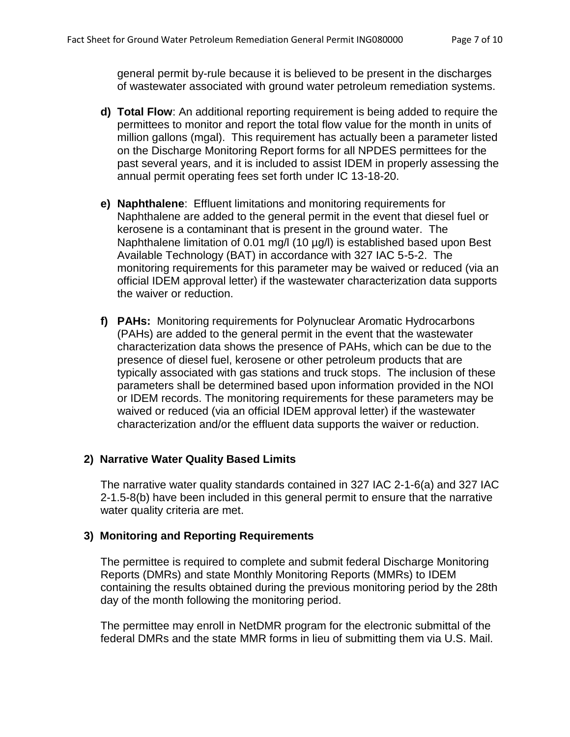general permit by-rule because it is believed to be present in the discharges of wastewater associated with ground water petroleum remediation systems.

d) **Total Flow**: An additional reporting requirement is being added to require the permittees to monitor and report the total flow value for the month in units of million gallons (mgal). This requirement has actually been a parameter listed on the Discharge Monitoring Report forms for all NPDES permittees for the past several years, and it is included to assist IDEM in properly assessing the annual permit operating fees set forth under IC 13-18-20.

e) **Naphthalene**: Effluent limitations and monitoring requirements for Naphthalene are added to the general permit in the event that diesel fuel or kerosene is a contaminant that is present in the ground water. The Naphthalene limitation of 0.01 mg/l (10 µg/l) is established based upon Best Available Technology (BAT) in accordance with 327 IAC 5-5-2. The monitoring requirements for this parameter may be waived or reduced (via an official IDEM approval letter) if the wastewater characterization data supports the waiver or reduction.

f) **PAHs:** Monitoring requirements for Polynuclear Aromatic Hydrocarbons (PAHs) are added to the general permit in the event that the wastewater characterization data shows the presence of PAHs, which can be due to the presence of diesel fuel, kerosene or other petroleum products that are typically associated with gas stations and truck stops. The inclusion of these parameters shall be determined based upon information provided in the NOI or IDEM records. The monitoring requirements for these parameters may be waived or reduced (via an official IDEM approval letter) if the wastewater characterization and/or the effluent data supports the waiver or reduction.

### 2) Narrative Water Quality Based Limits

The narrative water quality standards contained in 327 IAC 2-1-6(a) and 327 IAC 2-1.5-8(b) have been included in this general permit to ensure that the narrative water quality criteria are met.

### 3) Monitoring and Reporting Requirements

The permittee is required to complete and submit federal Discharge Monitoring Reports (DMRs) and state Monthly Monitoring Reports (MMRs) to IDEM containing the results obtained during the previous monitoring period by the 28th day of the month following the monitoring period.

The permittee may enroll in NetDMR program for the electronic submittal of the federal DMRs and the state MMR forms in lieu of submitting them via U.S. Mail.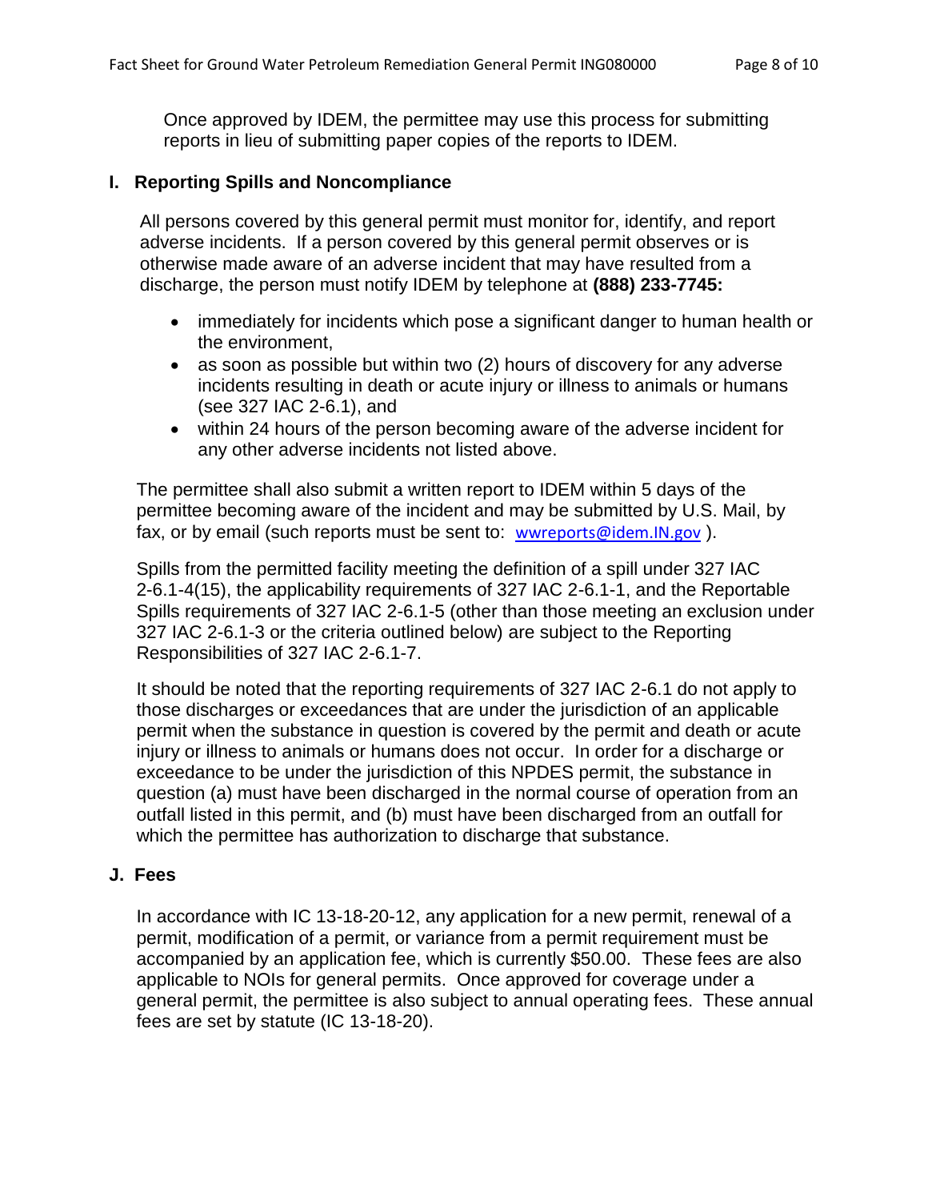Once approved by IDEM, the permittee may use this process for submitting reports in lieu of submitting paper copies of the reports to IDEM.

## I. Reporting Spills and Noncompliance

All persons covered by this general permit must monitor for, identify, and report adverse incidents. If a person covered by this general permit observes or is otherwise made aware of an adverse incident that may have resulted from a discharge, the person must notify IDEM by telephone at **(888) 233-7745:**

- immediately for incidents which pose a significant danger to human health or the environment,
- as soon as possible but within two (2) hours of discovery for any adverse incidents resulting in death or acute injury or illness to animals or humans (see 327 IAC 2-6.1), and
- within 24 hours of the person becoming aware of the adverse incident for any other adverse incidents not listed above.

The permittee shall also submit a written report to IDEM within 5 days of the permittee becoming aware of the incident and may be submitted by U.S. Mail, by fax, or by email (such reports must be sent to: wwreports@idem.IN.gov ).

Spills from the permitted facility meeting the definition of a spill under 327 IAC 2-6.1-4(15), the applicability requirements of 327 IAC 2-6.1-1, and the Reportable Spills requirements of 327 IAC 2-6.1-5 (other than those meeting an exclusion under 327 IAC 2-6.1-3 or the criteria outlined below) are subject to the Reporting Responsibilities of 327 IAC 2-6.1-7.

It should be noted that the reporting requirements of 327 IAC 2-6.1 do not apply to those discharges or exceedances that are under the jurisdiction of an applicable permit when the substance in question is covered by the permit and death or acute injury or illness to animals or humans does not occur. In order for a discharge or exceedance to be under the jurisdiction of this NPDES permit, the substance in question (a) must have been discharged in the normal course of operation from an outfall listed in this permit, and (b) must have been discharged from an outfall for which the permittee has authorization to discharge that substance.

## J. Fees

In accordance with IC 13-18-20-12, any application for a new permit, renewal of a permit, modification of a permit, or variance from a permit requirement must be accompanied by an application fee, which is currently $50.00. These fees are also applicable to NOIs for general permits. Once approved for coverage under a general permit, the permittee is also subject to annual operating fees. These annual fees are set by statute (IC 13-18-20).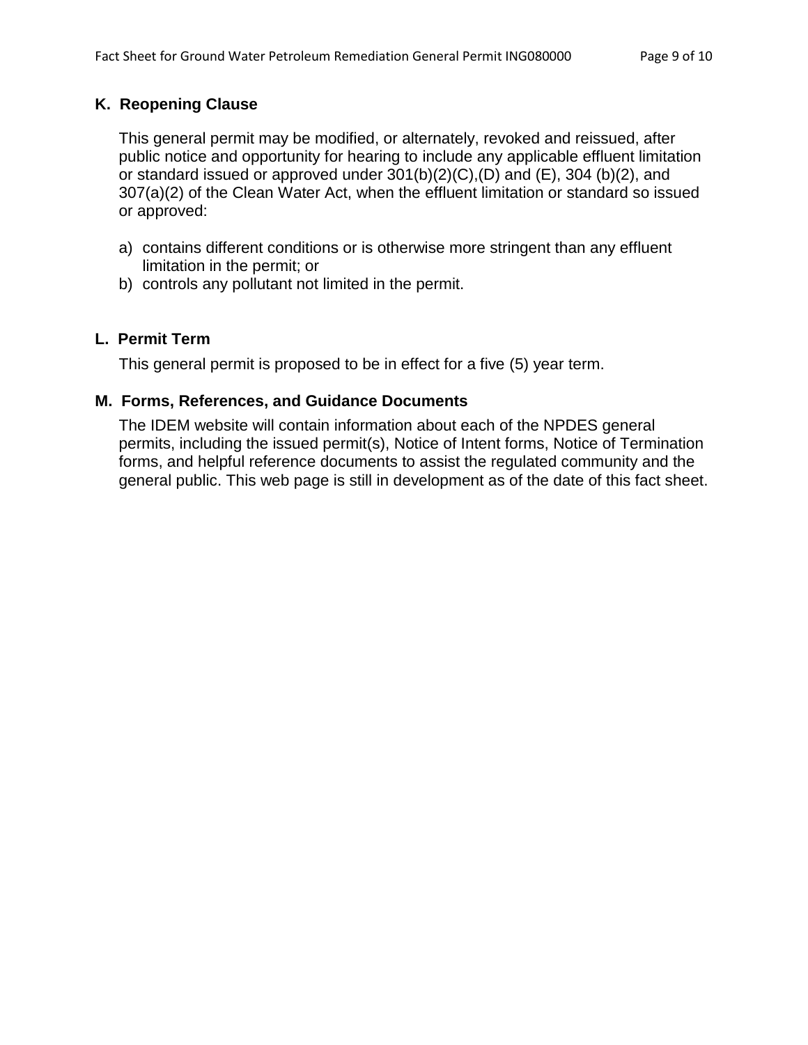### K. Reopening Clause

This general permit may be modified, or alternately, revoked and reissued, after public notice and opportunity for hearing to include any applicable effluent limitation or standard issued or approved under 301(b)(2)(C),(D) and (E), 304 (b)(2), and 307(a)(2) of the Clean Water Act, when the effluent limitation or standard so issued or approved:

a) contains different conditions or is otherwise more stringent than any effluent limitation in the permit; or
b) controls any pollutant not limited in the permit.

### L. Permit Term

This general permit is proposed to be in effect for a five (5) year term.

### M. Forms, References, and Guidance Documents

The IDEM website will contain information about each of the NPDES general permits, including the issued permit(s), Notice of Intent forms, Notice of Termination forms, and helpful reference documents to assist the regulated community and the general public. This web page is still in development as of the date of this fact sheet.